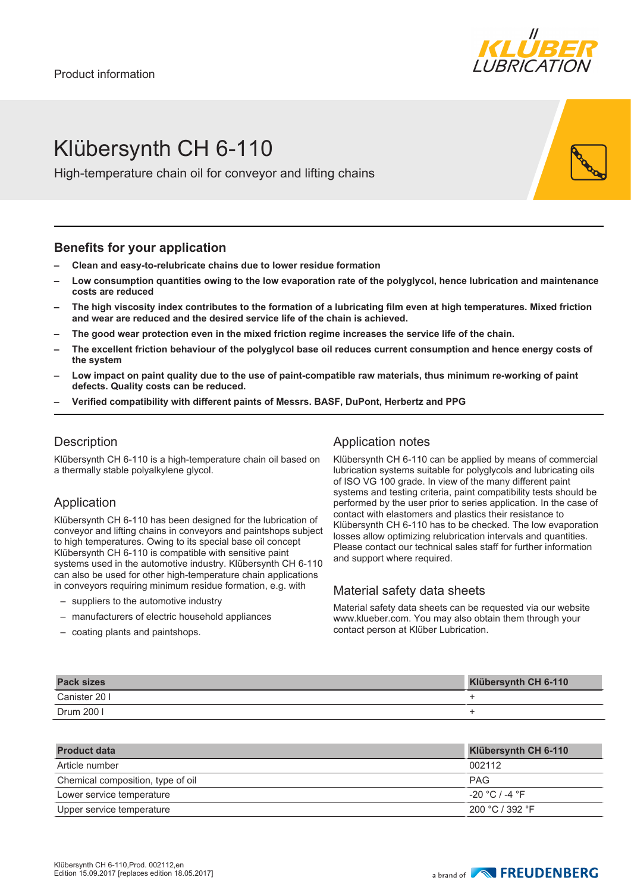Product information

# Klübersynth CH 6-110

High-temperature chain oil for conveyor and lifting chains

## Benefits for your application

- **Clean and easy-to-relubricate chains due to lower residue formation**
- **Low consumption quantities owing to the low evaporation rate of the polyglycol, hence lubrication and maintenance costs are reduced**
- **The high viscosity index contributes to the formation of a lubricating film even at high temperatures. Mixed friction and wear are reduced and the desired service life of the chain is achieved.**
- **The good wear protection even in the mixed friction regime increases the service life of the chain.**
- **The excellent friction behaviour of the polyglycol base oil reduces current consumption and hence energy costs of the system**
- **Low impact on paint quality due to the use of paint-compatible raw materials, thus minimum re-working of paint defects. Quality costs can be reduced.**
- **Verified compatibility with different paints of Messrs. BASF, DuPont, Herbertz and PPG**

## Description

Klübersynth CH 6-110 is a high-temperature chain oil based on a thermally stable polyalkylene glycol.

## Application

Klübersynth CH 6-110 has been designed for the lubrication of conveyor and lifting chains in conveyors and paintshops subject to high temperatures. Owing to its special base oil concept Klübersynth CH 6-110 is compatible with sensitive paint systems used in the automotive industry. Klübersynth CH 6-110 can also be used for other high-temperature chain applications in conveyors requiring minimum residue formation, e.g. with

- suppliers to the automotive industry
- manufacturers of electric household appliances
- coating plants and paintshops.

## Application notes

Klübersynth CH 6-110 can be applied by means of commercial lubrication systems suitable for polyglycols and lubricating oils of ISO VG 100 grade. In view of the many different paint systems and testing criteria, paint compatibility tests should be performed by the user prior to series application. In the case of contact with elastomers and plastics their resistance to Klübersynth CH 6-110 has to be checked. The low evaporation losses allow optimizing relubrication intervals and quantities. Please contact our technical sales staff for further information and support where required.

## Material safety data sheets

Material safety data sheets can be requested via our website www.klueber.com. You may also obtain them through your contact person at Klüber Lubrication.

| Pack sizes | Klübersynth CH 6-110 |
|---|---|
| Canister 20 l | + |
| Drum 200 l | + |

| Product data | Klübersynth CH 6-110 |
|---|---|
| Article number | 002112 |
| Chemical composition, type of oil | PAG |
| Lower service temperature | -20 °C / -4 °F |
| Upper service temperature | 200 °C / 392 °F |

Klübersynth CH 6-110,Prod. 002112,en
Edition 15.09.2017 [replaces edition 18.05.2017]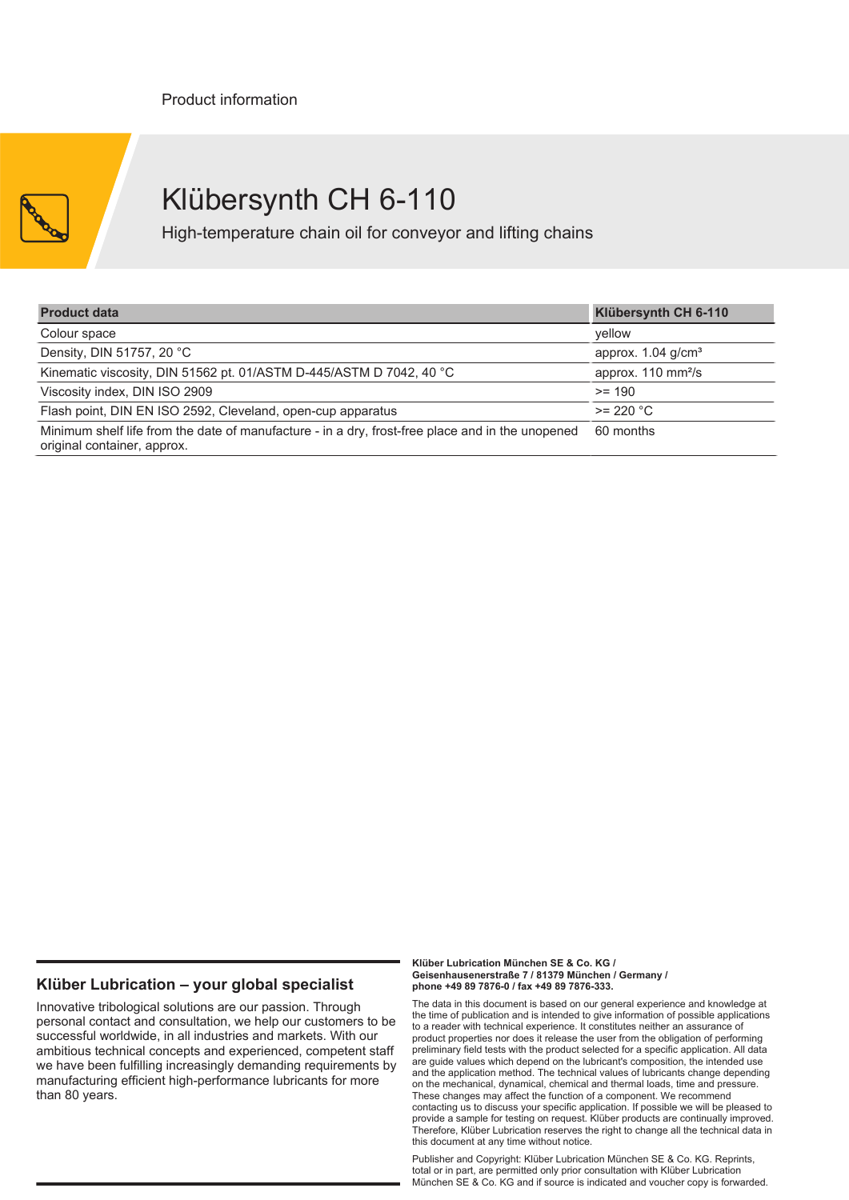Product information

# Klübersynth CH 6-110

High-temperature chain oil for conveyor and lifting chains

| Product data | Klübersynth CH 6-110 |
|---|---|
| Colour space | yellow |
| Density, DIN 51757, 20 °C | approx. 1.04 g/cm³ |
| Kinematic viscosity, DIN 51562 pt. 01/ASTM D-445/ASTM D 7042, 40 °C | approx. 110 mm²/s |
| Viscosity index, DIN ISO 2909 | >= 190 |
| Flash point, DIN EN ISO 2592, Cleveland, open-cup apparatus | >= 220 °C |
| Minimum shelf life from the date of manufacture - in a dry, frost-free place and in the unopened original container, approx. | 60 months |

## Klüber Lubrication – your global specialist

Innovative tribological solutions are our passion. Through personal contact and consultation, we help our customers to be successful worldwide, in all industries and markets. With our ambitious technical concepts and experienced, competent staff we have been fulfilling increasingly demanding requirements by manufacturing efficient high-performance lubricants for more than 80 years.

**Klüber Lubrication München SE & Co. KG / Geisenhausenerstraße 7 / 81379 München / Germany / phone +49 89 7876-0 / fax +49 89 7876-333.**

The data in this document is based on our general experience and knowledge at the time of publication and is intended to give information of possible applications to a reader with technical experience. It constitutes neither an assurance of product properties nor does it release the user from the obligation of performing preliminary field tests with the product selected for a specific application. All data are guide values which depend on the lubricant's composition, the intended use and the application method. The technical values of lubricants change depending on the mechanical, dynamical, chemical and thermal loads, time and pressure. These changes may affect the function of a component. We recommend contacting us to discuss your specific application. If possible we will be pleased to provide a sample for testing on request. Klüber products are continually improved. Therefore, Klüber Lubrication reserves the right to change all the technical data in this document at any time without notice.

Publisher and Copyright: Klüber Lubrication München SE & Co. KG. Reprints, total or in part, are permitted only prior consultation with Klüber Lubrication München SE & Co. KG and if source is indicated and voucher copy is forwarded.